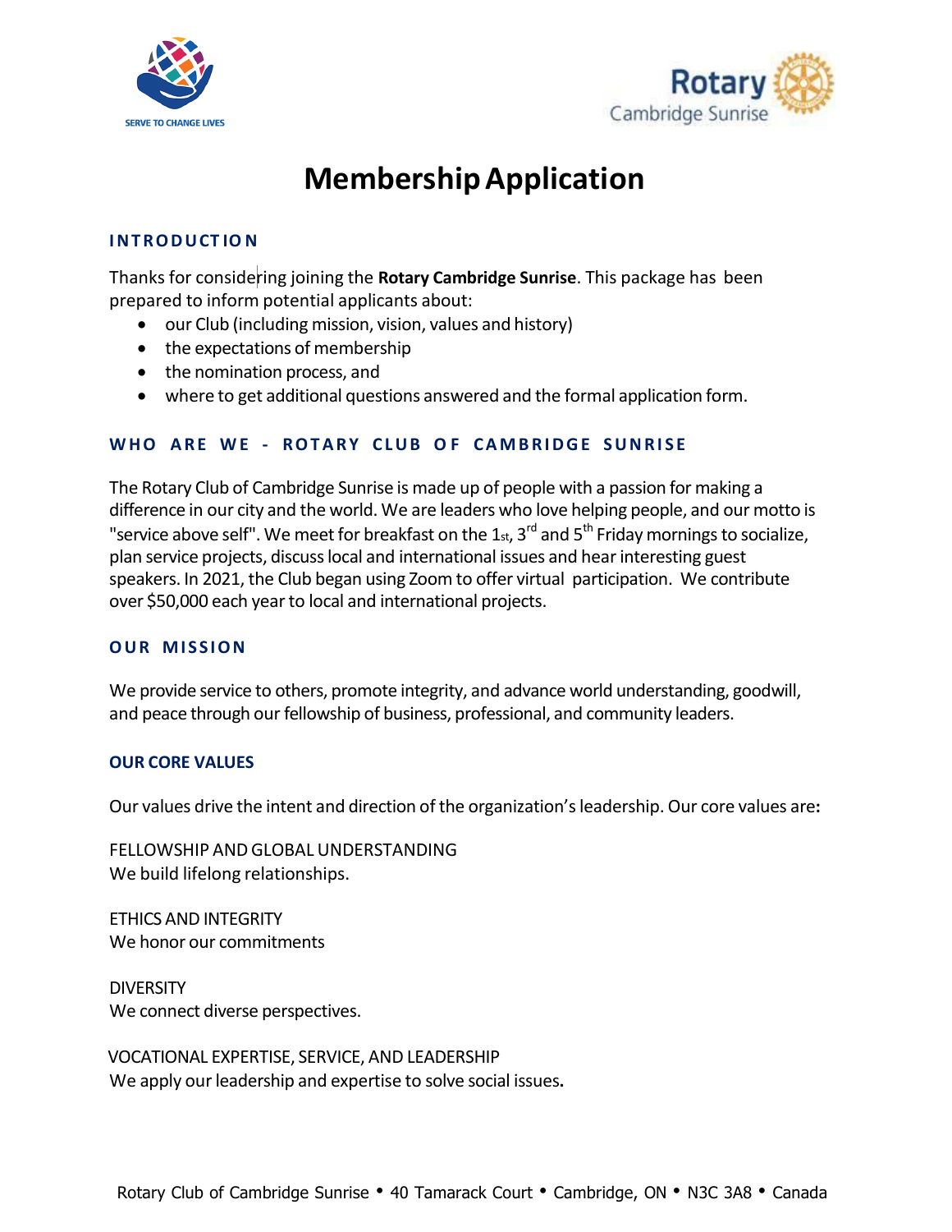SERVE TO CHANGE LIVES

Rotary Cambridge Sunrise

# Membership Application

## INTRODUCTION

Thanks for considering joining the **Rotary Cambridge Sunrise**. This package has been prepared to inform potential applicants about:

- our Club (including mission, vision, values and history)
- the expectations of membership
- the nomination process, and
- where to get additional questions answered and the formal application form.

## WHO ARE WE - ROTARY CLUB OF CAMBRIDGE SUNRISE

The Rotary Club of Cambridge Sunrise is made up of people with a passion for making a difference in our city and the world. We are leaders who love helping people, and our motto is "service above self". We meet for breakfast on the 1st, 3rd and 5th Friday mornings to socialize, plan service projects, discuss local and international issues and hear interesting guest speakers. In 2021, the Club began using Zoom to offer virtual participation. We contribute over $50,000 each year to local and international projects.

## OUR MISSION

We provide service to others, promote integrity, and advance world understanding, goodwill, and peace through our fellowship of business, professional, and community leaders.

## OUR CORE VALUES

Our values drive the intent and direction of the organization's leadership. Our core values are:

FELLOWSHIP AND GLOBAL UNDERSTANDING
We build lifelong relationships.

ETHICS AND INTEGRITY
We honor our commitments

DIVERSITY
We connect diverse perspectives.

VOCATIONAL EXPERTISE, SERVICE, AND LEADERSHIP
We apply our leadership and expertise to solve social issues.

Rotary Club of Cambridge Sunrise • 40 Tamarack Court • Cambridge, ON • N3C 3A8 • Canada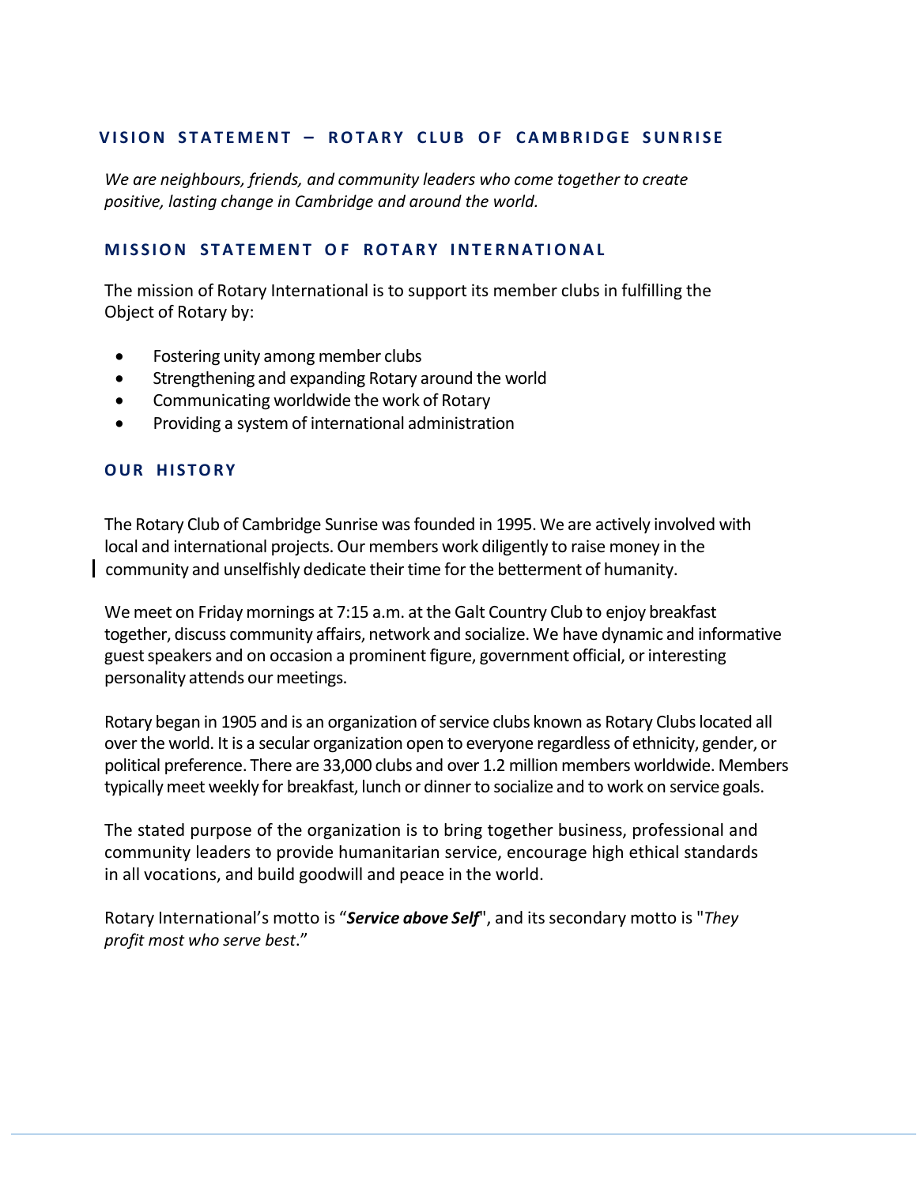## VISION STATEMENT – ROTARY CLUB OF CAMBRIDGE SUNRISE

*We are neighbours, friends, and community leaders who come together to create positive, lasting change in Cambridge and around the world.*

## MISSION STATEMENT OF ROTARY INTERNATIONAL

The mission of Rotary International is to support its member clubs in fulfilling the Object of Rotary by:

- Fostering unity among member clubs
- Strengthening and expanding Rotary around the world
- Communicating worldwide the work of Rotary
- Providing a system of international administration

## OUR HISTORY

The Rotary Club of Cambridge Sunrise was founded in 1995. We are actively involved with local and international projects. Our members work diligently to raise money in the community and unselfishly dedicate their time for the betterment of humanity.

We meet on Friday mornings at 7:15 a.m. at the Galt Country Club to enjoy breakfast together, discuss community affairs, network and socialize. We have dynamic and informative guest speakers and on occasion a prominent figure, government official, or interesting personality attends our meetings.

Rotary began in 1905 and is an organization of service clubs known as Rotary Clubs located all over the world. It is a secular organization open to everyone regardless of ethnicity, gender, or political preference. There are 33,000 clubs and over 1.2 million members worldwide. Members typically meet weekly for breakfast, lunch or dinner to socialize and to work on service goals.

The stated purpose of the organization is to bring together business, professional and community leaders to provide humanitarian service, encourage high ethical standards in all vocations, and build goodwill and peace in the world.

Rotary International's motto is "***Service above Self***", and its secondary motto is "*They profit most who serve best*."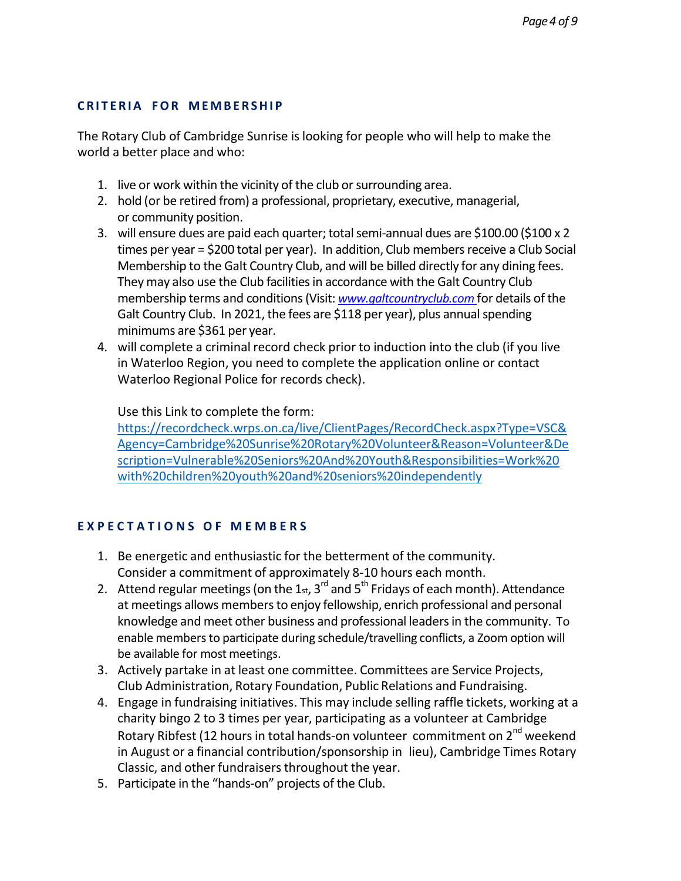## CRITERIA FOR MEMBERSHIP

The Rotary Club of Cambridge Sunrise is looking for people who will help to make the world a better place and who:

1. live or work within the vicinity of the club or surrounding area.
2. hold (or be retired from) a professional, proprietary, executive, managerial, or community position.
3. will ensure dues are paid each quarter; total semi-annual dues are $100.00 ($100 x 2 times per year = $200 total per year). In addition, Club members receive a Club Social Membership to the Galt Country Club, and will be billed directly for any dining fees. They may also use the Club facilities in accordance with the Galt Country Club membership terms and conditions (Visit: *[www.galtcountryclub.com](http://www.galtcountryclub.com)* for details of the Galt Country Club. In 2021, the fees are $118 per year), plus annual spending minimums are $361 per year.
4. will complete a criminal record check prior to induction into the club (if you live in Waterloo Region, you need to complete the application online or contact Waterloo Regional Police for records check).

   Use this Link to complete the form:
   [https://recordcheck.wrps.on.ca/live/ClientPages/RecordCheck.aspx?Type=VSC&Agency=Cambridge%20Sunrise%20Rotary%20Volunteer&Reason=Volunteer&Description=Vulnerable%20Seniors%20And%20Youth&Responsibilities=Work%20with%20children%20youth%20and%20seniors%20independently](https://recordcheck.wrps.on.ca/live/ClientPages/RecordCheck.aspx?Type=VSC&Agency=Cambridge%20Sunrise%20Rotary%20Volunteer&Reason=Volunteer&Description=Vulnerable%20Seniors%20And%20Youth&Responsibilities=Work%20with%20children%20youth%20and%20seniors%20independently)

## EXPECTATIONS OF MEMBERS

1. Be energetic and enthusiastic for the betterment of the community. Consider a commitment of approximately 8-10 hours each month.
2. Attend regular meetings (on the 1st, 3rd and 5th Fridays of each month). Attendance at meetings allows members to enjoy fellowship, enrich professional and personal knowledge and meet other business and professional leaders in the community. To enable members to participate during schedule/travelling conflicts, a Zoom option will be available for most meetings.
3. Actively partake in at least one committee. Committees are Service Projects, Club Administration, Rotary Foundation, Public Relations and Fundraising.
4. Engage in fundraising initiatives. This may include selling raffle tickets, working at a charity bingo 2 to 3 times per year, participating as a volunteer at Cambridge Rotary Ribfest (12 hours in total hands-on volunteer commitment on 2nd weekend in August or a financial contribution/sponsorship in lieu), Cambridge Times Rotary Classic, and other fundraisers throughout the year.
5. Participate in the "hands-on" projects of the Club.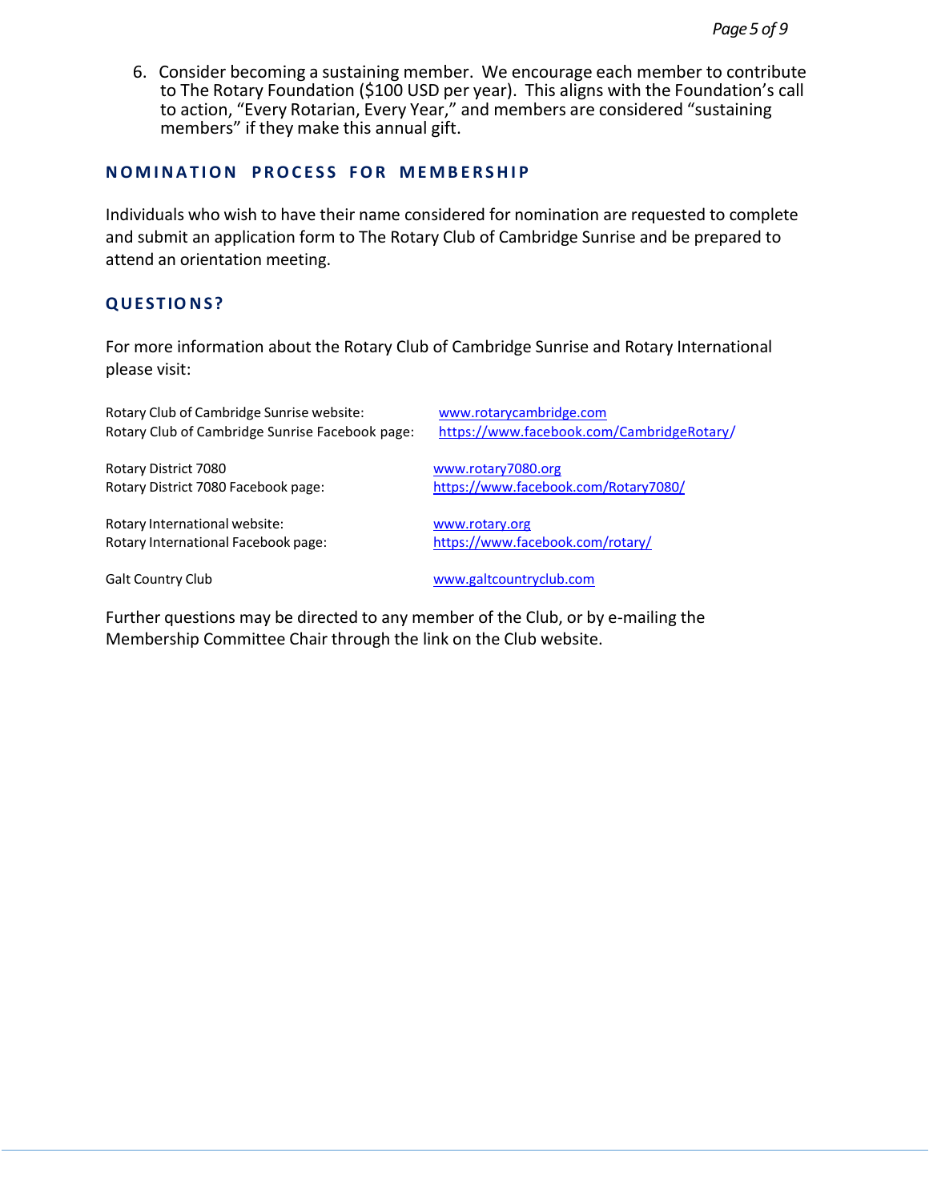6. Consider becoming a sustaining member. We encourage each member to contribute to The Rotary Foundation ($100 USD per year). This aligns with the Foundation's call to action, "Every Rotarian, Every Year," and members are considered "sustaining members" if they make this annual gift.

## NOMINATION PROCESS FOR MEMBERSHIP

Individuals who wish to have their name considered for nomination are requested to complete and submit an application form to The Rotary Club of Cambridge Sunrise and be prepared to attend an orientation meeting.

## QUESTIONS?

For more information about the Rotary Club of Cambridge Sunrise and Rotary International please visit:

Rotary Club of Cambridge Sunrise website: www.rotarycambridge.com
Rotary Club of Cambridge Sunrise Facebook page: https://www.facebook.com/CambridgeRotary/

Rotary District 7080 www.rotary7080.org
Rotary District 7080 Facebook page: https://www.facebook.com/Rotary7080/

Rotary International website: www.rotary.org
Rotary International Facebook page: https://www.facebook.com/rotary/

Galt Country Club www.galtcountryclub.com

Further questions may be directed to any member of the Club, or by e-mailing the Membership Committee Chair through the link on the Club website.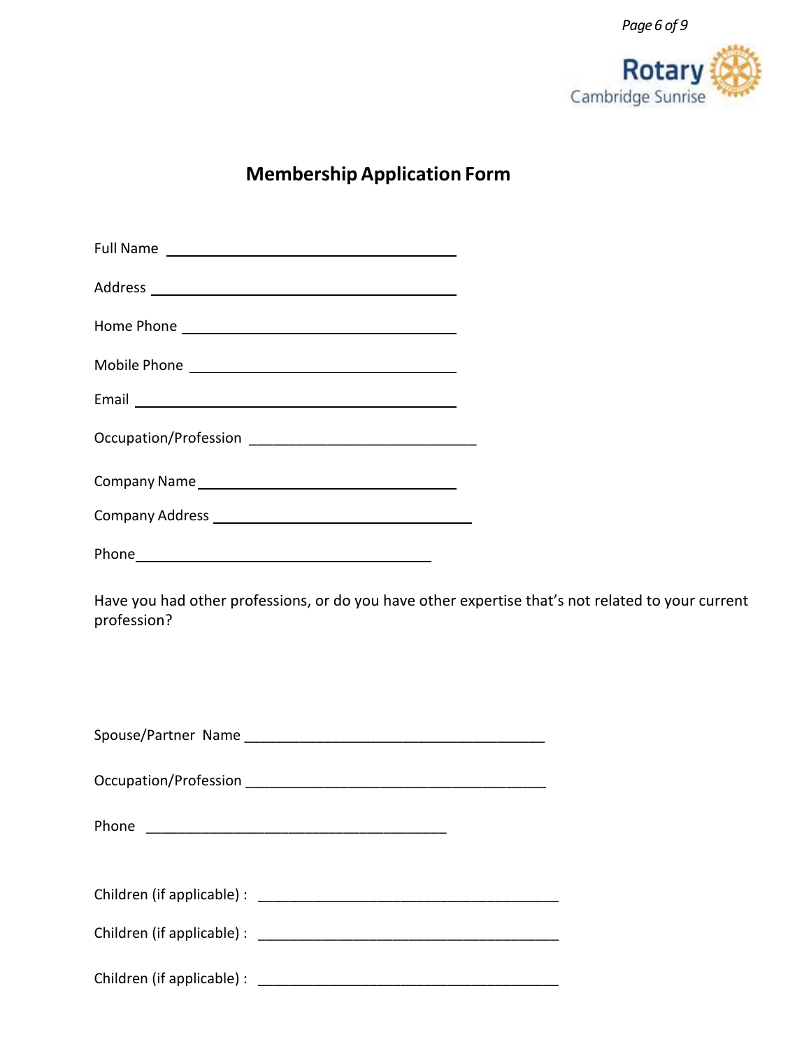# Membership Application Form

Full Name ________________________________________

Address ________________________________________

Home Phone ________________________________________

Mobile Phone ________________________________________

Email ________________________________________

Occupation/Profession ____________________________

Company Name ________________________________________

Company Address ________________________________________

Phone ________________________________________

Have you had other professions, or do you have other expertise that's not related to your current profession?

Spouse/Partner Name ______________________________________

Occupation/Profession ______________________________________

Phone ______________________________________

Children (if applicable) : ______________________________________

Children (if applicable) : ______________________________________

Children (if applicable) : ______________________________________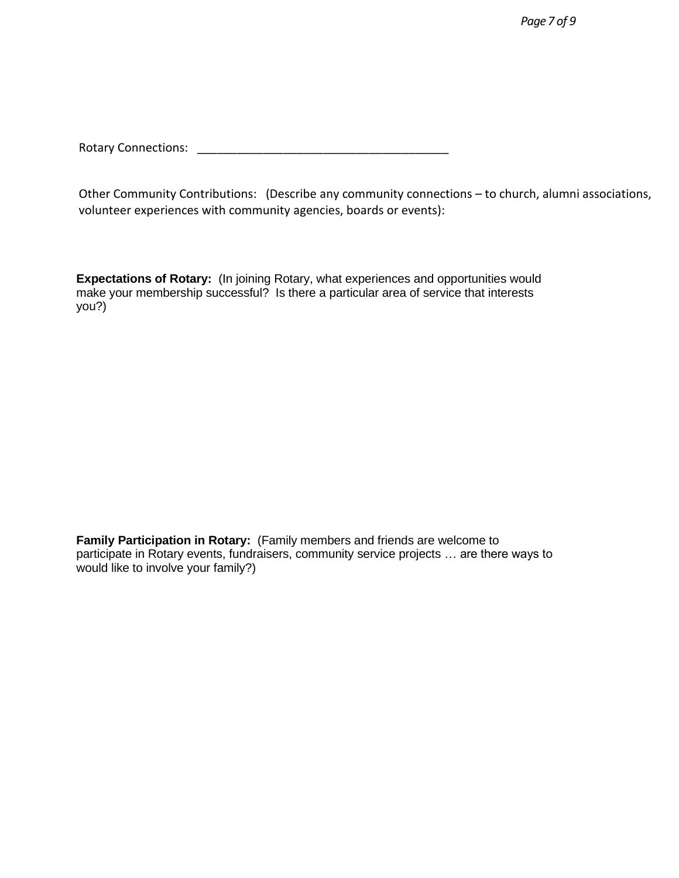Rotary Connections: _______________________________________

Other Community Contributions: (Describe any community connections – to church, alumni associations, volunteer experiences with community agencies, boards or events):

**Expectations of Rotary:** (In joining Rotary, what experiences and opportunities would make your membership successful? Is there a particular area of service that interests you?)

**Family Participation in Rotary:** (Family members and friends are welcome to participate in Rotary events, fundraisers, community service projects … are there ways to would like to involve your family?)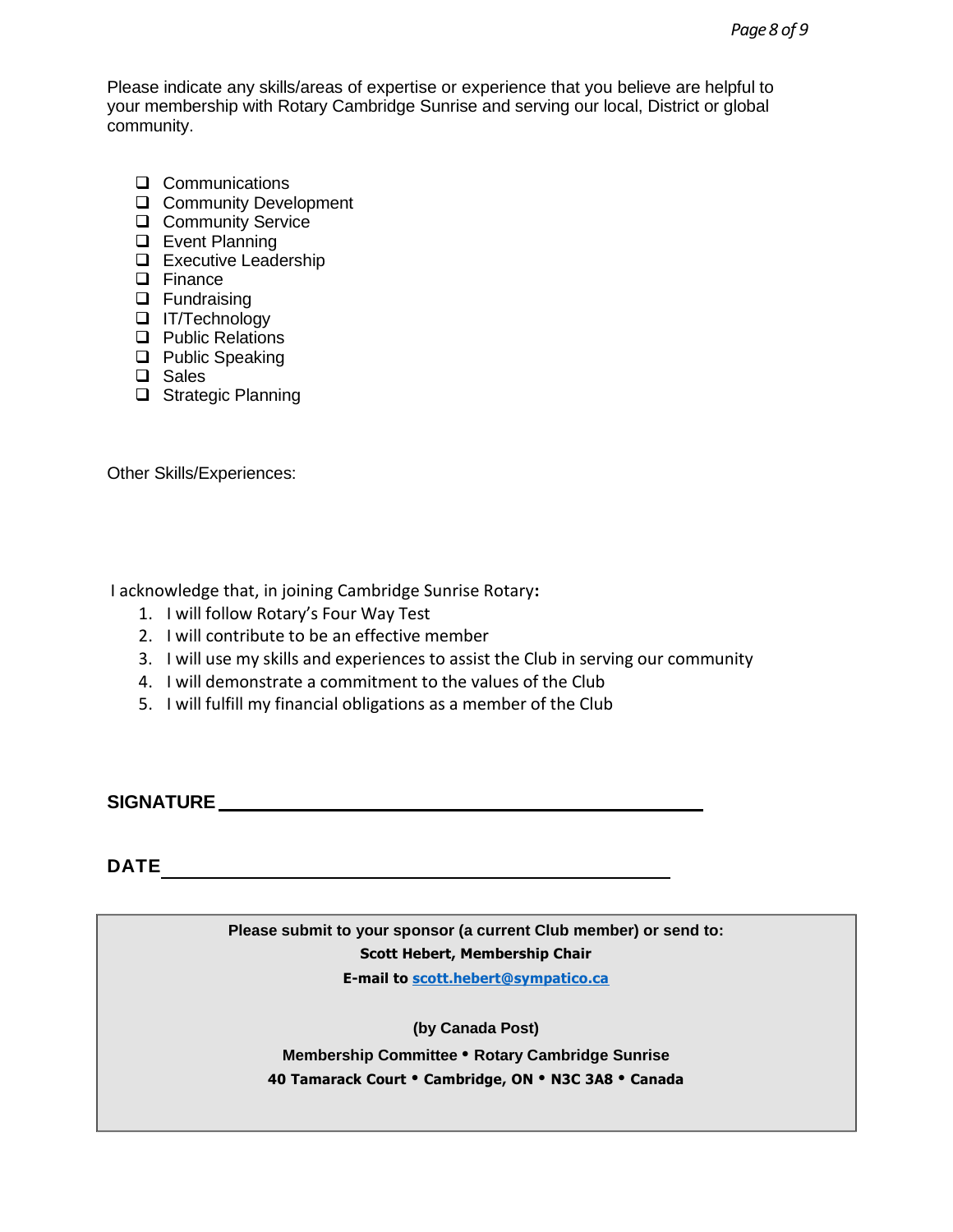Please indicate any skills/areas of expertise or experience that you believe are helpful to your membership with Rotary Cambridge Sunrise and serving our local, District or global community.

- [ ] Communications
- [ ] Community Development
- [ ] Community Service
- [ ] Event Planning
- [ ] Executive Leadership
- [ ] Finance
- [ ] Fundraising
- [ ] IT/Technology
- [ ] Public Relations
- [ ] Public Speaking
- [ ] Sales
- [ ] Strategic Planning

Other Skills/Experiences:

I acknowledge that, in joining Cambridge Sunrise Rotary**:**

1. I will follow Rotary's Four Way Test
2. I will contribute to be an effective member
3. I will use my skills and experiences to assist the Club in serving our community
4. I will demonstrate a commitment to the values of the Club
5. I will fulfill my financial obligations as a member of the Club

**SIGNATURE** ______________________________________________

**DATE** ______________________________________________

**Please submit to your sponsor (a current Club member) or send to:**

**Scott Hebert, Membership Chair**

**E-mail to [scott.hebert@sympatico.ca](mailto:scott.hebert@sympatico.ca)**

**(by Canada Post)**

**Membership Committee • Rotary Cambridge Sunrise**

**40 Tamarack Court • Cambridge, ON • N3C 3A8 • Canada**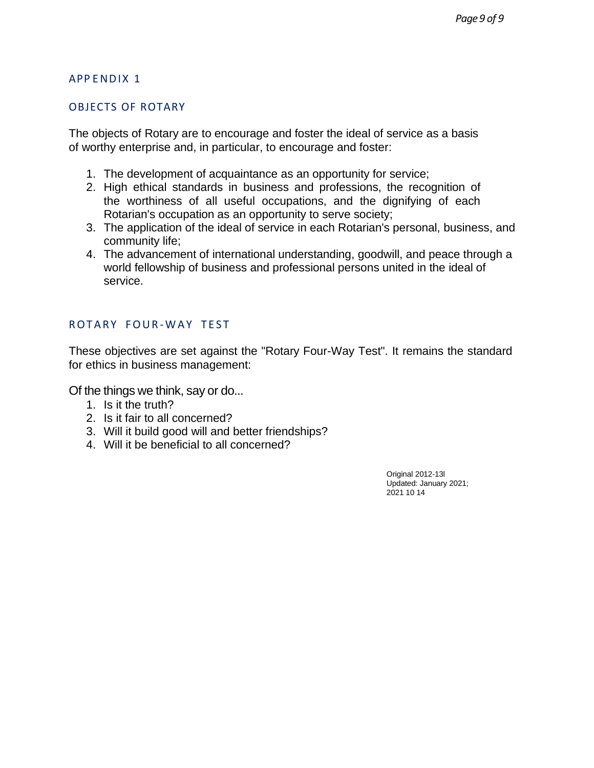## APPENDIX 1

### OBJECTS OF ROTARY

The objects of Rotary are to encourage and foster the ideal of service as a basis of worthy enterprise and, in particular, to encourage and foster:

1. The development of acquaintance as an opportunity for service;
2. High ethical standards in business and professions, the recognition of the worthiness of all useful occupations, and the dignifying of each Rotarian's occupation as an opportunity to serve society;
3. The application of the ideal of service in each Rotarian's personal, business, and community life;
4. The advancement of international understanding, goodwill, and peace through a world fellowship of business and professional persons united in the ideal of service.

### ROTARY FOUR-WAY TEST

These objectives are set against the "Rotary Four-Way Test". It remains the standard for ethics in business management:

Of the things we think, say or do...

1. Is it the truth?
2. Is it fair to all concerned?
3. Will it build good will and better friendships?
4. Will it be beneficial to all concerned?

Original 2012-13l
Updated: January 2021;
2021 10 14